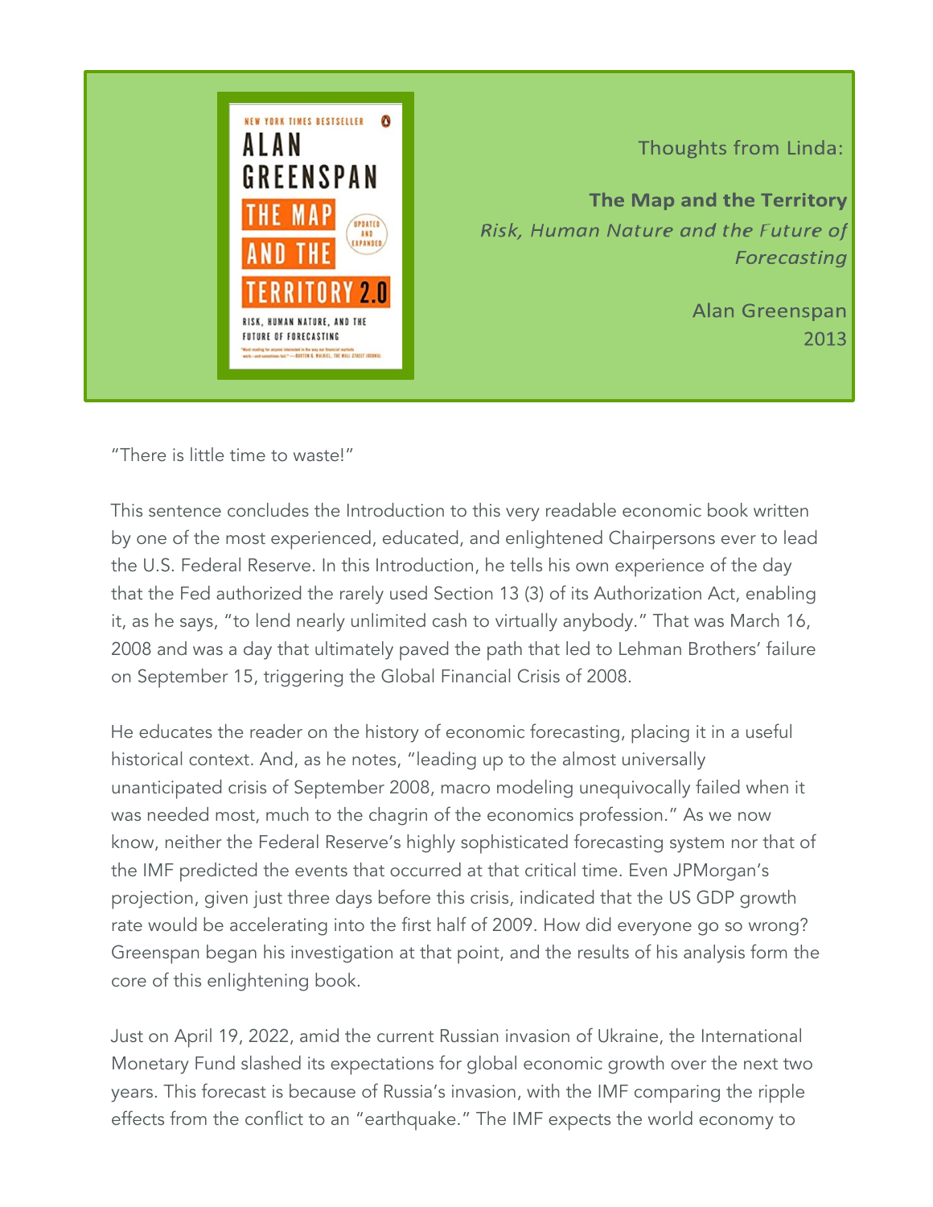Thoughts from Linda:

**The Map and the Territory**

*Risk, Human Nature and the Future of Forecasting*

Alan Greenspan
2013

"There is little time to waste!"

This sentence concludes the Introduction to this very readable economic book written by one of the most experienced, educated, and enlightened Chairpersons ever to lead the U.S. Federal Reserve. In this Introduction, he tells his own experience of the day that the Fed authorized the rarely used Section 13 (3) of its Authorization Act, enabling it, as he says, "to lend nearly unlimited cash to virtually anybody." That was March 16, 2008 and was a day that ultimately paved the path that led to Lehman Brothers' failure on September 15, triggering the Global Financial Crisis of 2008.

He educates the reader on the history of economic forecasting, placing it in a useful historical context. And, as he notes, "leading up to the almost universally unanticipated crisis of September 2008, macro modeling unequivocally failed when it was needed most, much to the chagrin of the economics profession." As we now know, neither the Federal Reserve's highly sophisticated forecasting system nor that of the IMF predicted the events that occurred at that critical time. Even JPMorgan's projection, given just three days before this crisis, indicated that the US GDP growth rate would be accelerating into the first half of 2009. How did everyone go so wrong? Greenspan began his investigation at that point, and the results of his analysis form the core of this enlightening book.

Just on April 19, 2022, amid the current Russian invasion of Ukraine, the International Monetary Fund slashed its expectations for global economic growth over the next two years. This forecast is because of Russia's invasion, with the IMF comparing the ripple effects from the conflict to an "earthquake." The IMF expects the world economy to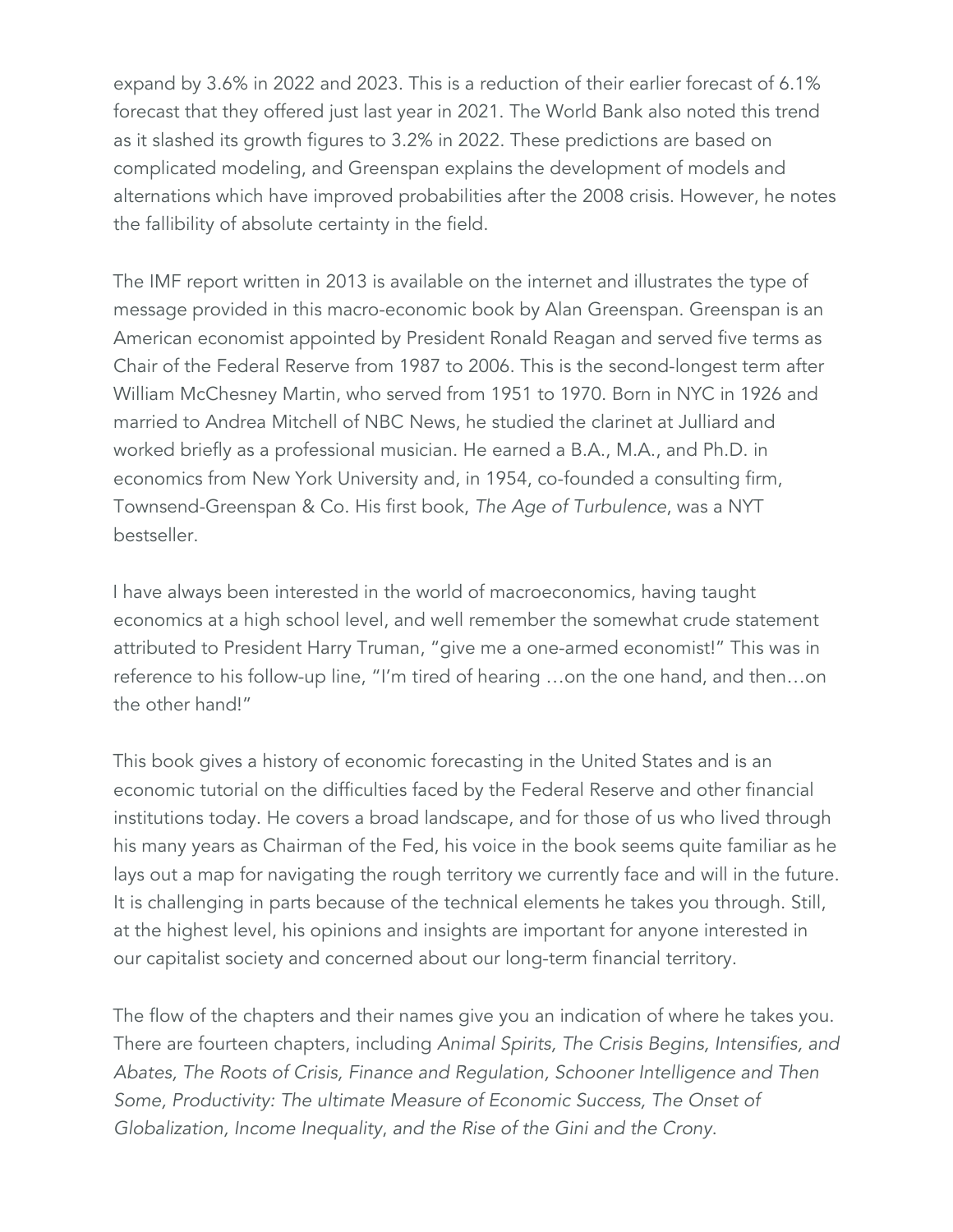expand by 3.6% in 2022 and 2023. This is a reduction of their earlier forecast of 6.1% forecast that they offered just last year in 2021. The World Bank also noted this trend as it slashed its growth figures to 3.2% in 2022. These predictions are based on complicated modeling, and Greenspan explains the development of models and alternations which have improved probabilities after the 2008 crisis. However, he notes the fallibility of absolute certainty in the field.

The IMF report written in 2013 is available on the internet and illustrates the type of message provided in this macro-economic book by Alan Greenspan. Greenspan is an American economist appointed by President Ronald Reagan and served five terms as Chair of the Federal Reserve from 1987 to 2006. This is the second-longest term after William McChesney Martin, who served from 1951 to 1970. Born in NYC in 1926 and married to Andrea Mitchell of NBC News, he studied the clarinet at Julliard and worked briefly as a professional musician. He earned a B.A., M.A., and Ph.D. in economics from New York University and, in 1954, co-founded a consulting firm, Townsend-Greenspan & Co. His first book, *The Age of Turbulence*, was a NYT bestseller.

I have always been interested in the world of macroeconomics, having taught economics at a high school level, and well remember the somewhat crude statement attributed to President Harry Truman, "give me a one-armed economist!" This was in reference to his follow-up line, "I'm tired of hearing …on the one hand, and then…on the other hand!"

This book gives a history of economic forecasting in the United States and is an economic tutorial on the difficulties faced by the Federal Reserve and other financial institutions today. He covers a broad landscape, and for those of us who lived through his many years as Chairman of the Fed, his voice in the book seems quite familiar as he lays out a map for navigating the rough territory we currently face and will in the future. It is challenging in parts because of the technical elements he takes you through. Still, at the highest level, his opinions and insights are important for anyone interested in our capitalist society and concerned about our long-term financial territory.

The flow of the chapters and their names give you an indication of where he takes you. There are fourteen chapters, including *Animal Spirits, The Crisis Begins, Intensifies, and Abates, The Roots of Crisis, Finance and Regulation, Schooner Intelligence and Then Some, Productivity: The ultimate Measure of Economic Success, The Onset of Globalization, Income Inequality*, *and the Rise of the Gini and the Crony.*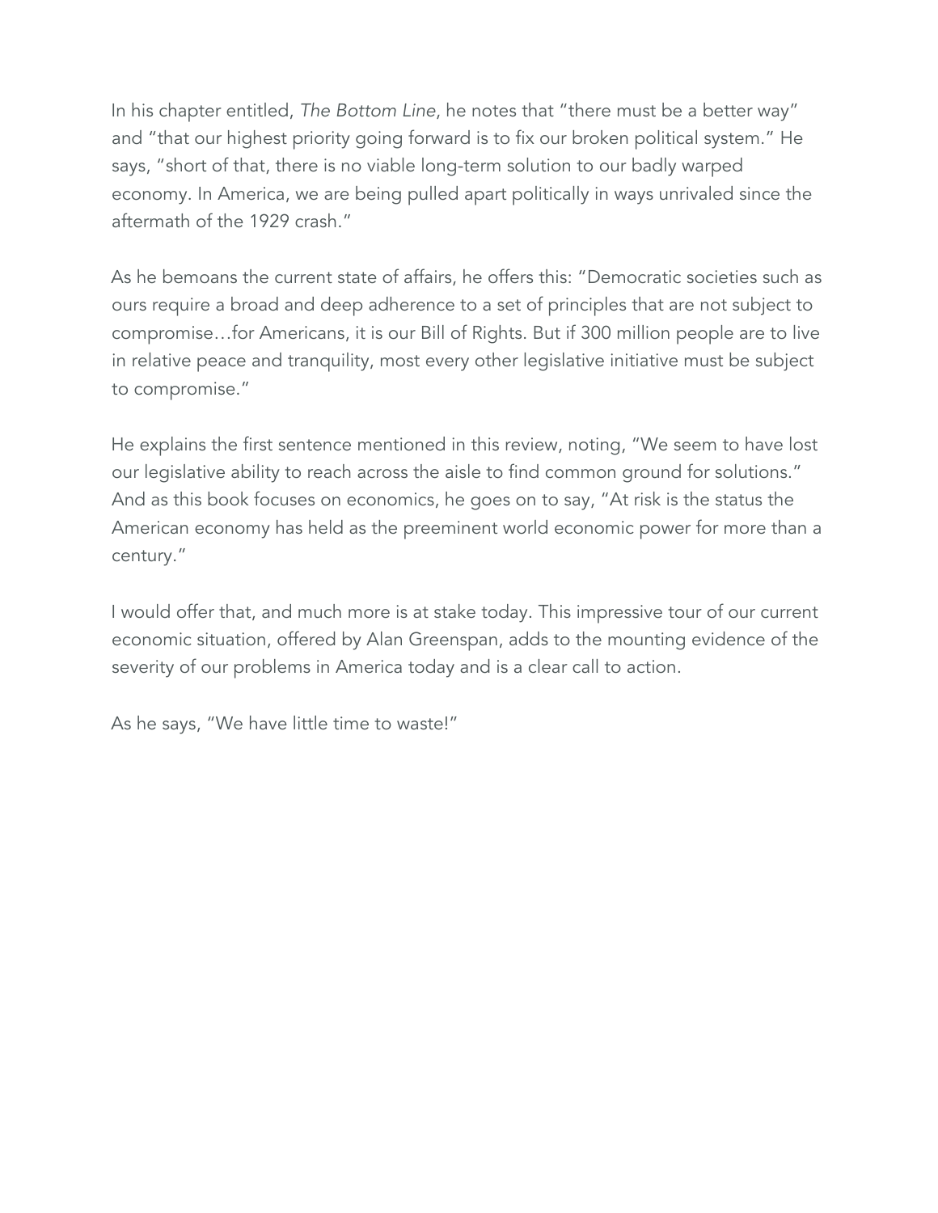In his chapter entitled, *The Bottom Line*, he notes that "there must be a better way" and "that our highest priority going forward is to fix our broken political system." He says, "short of that, there is no viable long-term solution to our badly warped economy. In America, we are being pulled apart politically in ways unrivaled since the aftermath of the 1929 crash."

As he bemoans the current state of affairs, he offers this: "Democratic societies such as ours require a broad and deep adherence to a set of principles that are not subject to compromise…for Americans, it is our Bill of Rights. But if 300 million people are to live in relative peace and tranquility, most every other legislative initiative must be subject to compromise."

He explains the first sentence mentioned in this review, noting, "We seem to have lost our legislative ability to reach across the aisle to find common ground for solutions." And as this book focuses on economics, he goes on to say, "At risk is the status the American economy has held as the preeminent world economic power for more than a century."

I would offer that, and much more is at stake today. This impressive tour of our current economic situation, offered by Alan Greenspan, adds to the mounting evidence of the severity of our problems in America today and is a clear call to action.

As he says, "We have little time to waste!"